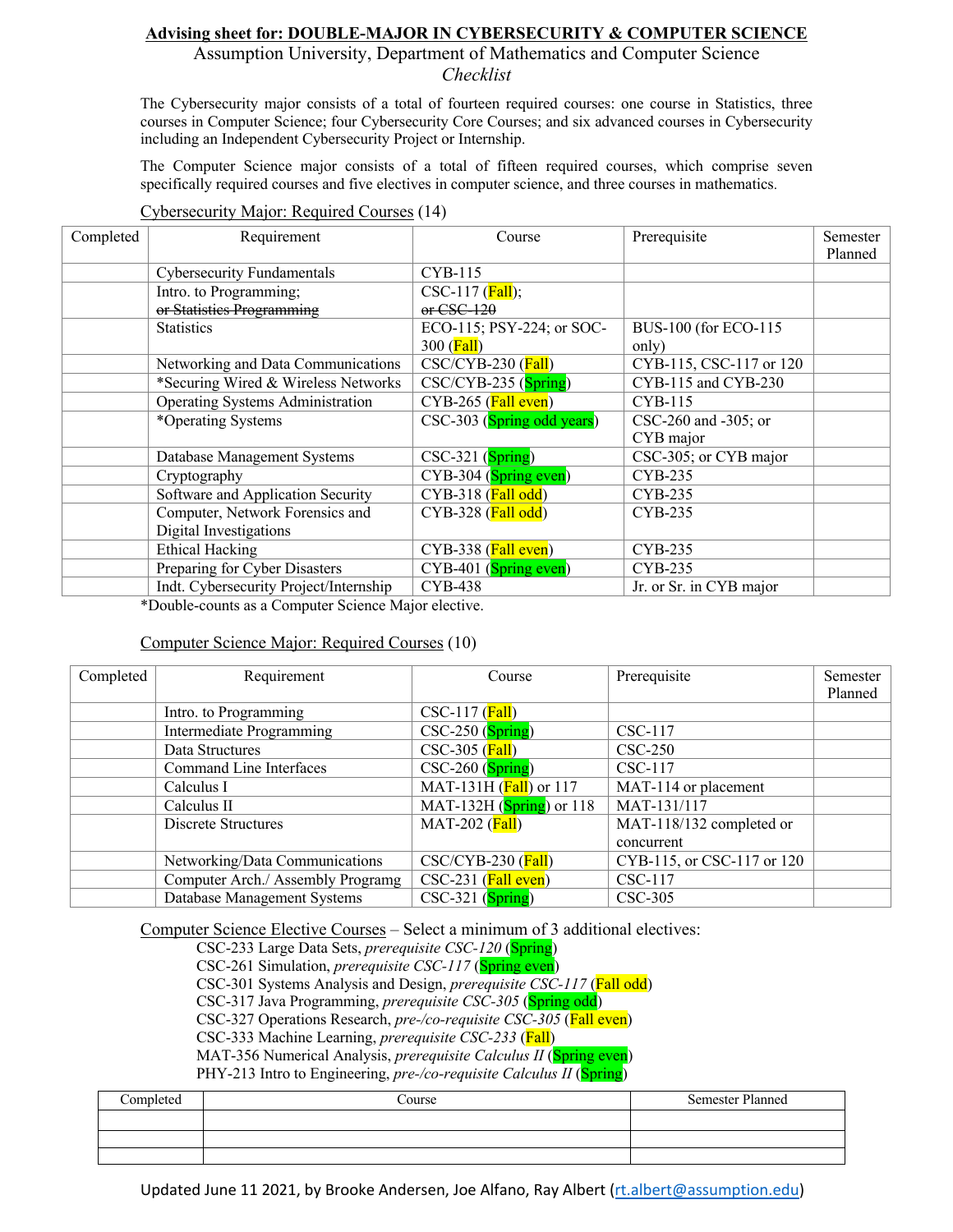# Advising sheet for: DOUBLE-MAJOR IN CYBERSECURITY & COMPUTER SCIENCE

Assumption University, Department of Mathematics and Computer Science

*Checklist*

The Cybersecurity major consists of a total of fourteen required courses: one course in Statistics, three courses in Computer Science; four Cybersecurity Core Courses; and six advanced courses in Cybersecurity including an Independent Cybersecurity Project or Internship.

The Computer Science major consists of a total of fifteen required courses, which comprise seven specifically required courses and five electives in computer science, and three courses in mathematics.

## Cybersecurity Major: Required Courses (14)

| Completed | Requirement | Course | Prerequisite | Semester Planned |
|---|---|---|---|---|
| | Cybersecurity Fundamentals | CYB-115 | | |
| | Intro. to Programming; ~~or Statistics Programming~~ | CSC-117 (Fall); ~~or CSC-120~~ | | |
| | Statistics | ECO-115; PSY-224; or SOC-300 (Fall) | BUS-100 (for ECO-115 only) | |
| | Networking and Data Communications | CSC/CYB-230 (Fall) | CYB-115, CSC-117 or 120 | |
| | *Securing Wired & Wireless Networks | CSC/CYB-235 (Spring) | CYB-115 and CYB-230 | |
| | Operating Systems Administration | CYB-265 (Fall even) | CYB-115 | |
| | *Operating Systems | CSC-303 (Spring odd years) | CSC-260 and -305; or CYB major | |
| | Database Management Systems | CSC-321 (Spring) | CSC-305; or CYB major | |
| | Cryptography | CYB-304 (Spring even) | CYB-235 | |
| | Software and Application Security | CYB-318 (Fall odd) | CYB-235 | |
| | Computer, Network Forensics and Digital Investigations | CYB-328 (Fall odd) | CYB-235 | |
| | Ethical Hacking | CYB-338 (Fall even) | CYB-235 | |
| | Preparing for Cyber Disasters | CYB-401 (Spring even) | CYB-235 | |
| | Indt. Cybersecurity Project/Internship | CYB-438 | Jr. or Sr. in CYB major | |

*Double-counts as a Computer Science Major elective.

## Computer Science Major: Required Courses (10)

| Completed | Requirement | Course | Prerequisite | Semester Planned |
|---|---|---|---|---|
| | Intro. to Programming | CSC-117 (Fall) | | |
| | Intermediate Programming | CSC-250 (Spring) | CSC-117 | |
| | Data Structures | CSC-305 (Fall) | CSC-250 | |
| | Command Line Interfaces | CSC-260 (Spring) | CSC-117 | |
| | Calculus I | MAT-131H (Fall) or 117 | MAT-114 or placement | |
| | Calculus II | MAT-132H (Spring) or 118 | MAT-131/117 | |
| | Discrete Structures | MAT-202 (Fall) | MAT-118/132 completed or concurrent | |
| | Networking/Data Communications | CSC/CYB-230 (Fall) | CYB-115, or CSC-117 or 120 | |
| | Computer Arch./ Assembly Programg | CSC-231 (Fall even) | CSC-117 | |
| | Database Management Systems | CSC-321 (Spring) | CSC-305 | |

## Computer Science Elective Courses – Select a minimum of 3 additional electives:

- CSC-233 Large Data Sets, *prerequisite CSC-120* (Spring)
- CSC-261 Simulation, *prerequisite CSC-117* (Spring even)
- CSC-301 Systems Analysis and Design, *prerequisite CSC-117* (Fall odd)
- CSC-317 Java Programming, *prerequisite CSC-305* (Spring odd)
- CSC-327 Operations Research, *pre-/co-requisite CSC-305* (Fall even)
- CSC-333 Machine Learning, *prerequisite CSC-233* (Fall)
- MAT-356 Numerical Analysis, *prerequisite Calculus II* (Spring even)
- PHY-213 Intro to Engineering, *pre-/co-requisite Calculus II* (Spring)

| Completed | Course | Semester Planned |
|---|---|---|
| | | |
| | | |
| | | |

Updated June 11 2021, by Brooke Andersen, Joe Alfano, Ray Albert (rt.albert@assumption.edu)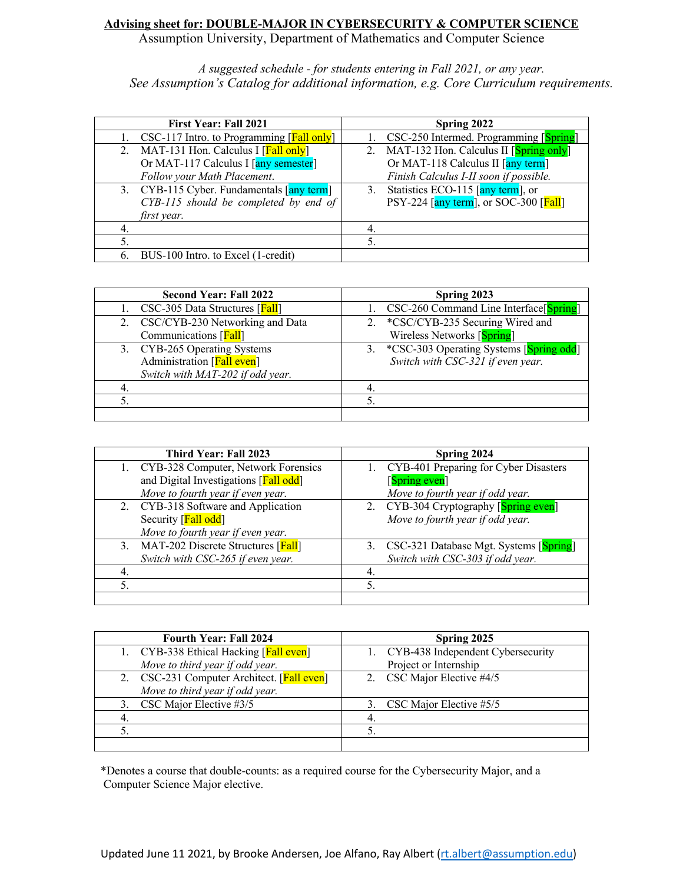**Advising sheet for: DOUBLE-MAJOR IN CYBERSECURITY & COMPUTER SCIENCE**
Assumption University, Department of Mathematics and Computer Science

*A suggested schedule - for students entering in Fall 2021, or any year.*
*See Assumption's Catalog for additional information, e.g. Core Curriculum requirements.*

| First Year: Fall 2021 | Spring 2022 |
|---|---|
| 1. CSC-117 Intro. to Programming [Fall only] | 1. CSC-250 Intermed. Programming [Spring] |
| 2. MAT-131 Hon. Calculus I [Fall only]<br>Or MAT-117 Calculus I [any semester]<br>*Follow your Math Placement.* | 2. MAT-132 Hon. Calculus II [Spring only]<br>Or MAT-118 Calculus II [any term]<br>*Finish Calculus I-II soon if possible.* |
| 3. CYB-115 Cyber. Fundamentals [any term]<br>*CYB-115 should be completed by end of first year.* | 3. Statistics ECO-115 [any term], or PSY-224 [any term], or SOC-300 [Fall] |
| 4. | 4. |
| 5. | 5. |
| 6. BUS-100 Intro. to Excel (1-credit) | |

| Second Year: Fall 2022 | Spring 2023 |
|---|---|
| 1. CSC-305 Data Structures [Fall] | 1. CSC-260 Command Line Interface[Spring] |
| 2. CSC/CYB-230 Networking and Data Communications [Fall] | 2. *CSC/CYB-235 Securing Wired and Wireless Networks [Spring] |
| 3. CYB-265 Operating Systems Administration [Fall even]<br>*Switch with MAT-202 if odd year.* | 3. *CSC-303 Operating Systems [Spring odd]<br>*Switch with CSC-321 if even year.* |
| 4. | 4. |
| 5. | 5. |
| | |

| Third Year: Fall 2023 | Spring 2024 |
|---|---|
| 1. CYB-328 Computer, Network Forensics and Digital Investigations [Fall odd]<br>*Move to fourth year if even year.* | 1. CYB-401 Preparing for Cyber Disasters [Spring even]<br>*Move to fourth year if odd year.* |
| 2. CYB-318 Software and Application Security [Fall odd]<br>*Move to fourth year if even year.* | 2. CYB-304 Cryptography [Spring even]<br>*Move to fourth year if odd year.* |
| 3. MAT-202 Discrete Structures [Fall]<br>*Switch with CSC-265 if even year.* | 3. CSC-321 Database Mgt. Systems [Spring]<br>*Switch with CSC-303 if odd year.* |
| 4. | 4. |
| 5. | 5. |
| | |

| Fourth Year: Fall 2024 | Spring 2025 |
|---|---|
| 1. CYB-338 Ethical Hacking [Fall even]<br>*Move to third year if odd year.* | 1. CYB-438 Independent Cybersecurity Project or Internship |
| 2. CSC-231 Computer Architect. [Fall even]<br>*Move to third year if odd year.* | 2. CSC Major Elective #4/5 |
| 3. CSC Major Elective #3/5 | 3. CSC Major Elective #5/5 |
| 4. | 4. |
| 5. | 5. |
| | |

*Denotes a course that double-counts: as a required course for the Cybersecurity Major, and a Computer Science Major elective.

Updated June 11 2021, by Brooke Andersen, Joe Alfano, Ray Albert (rt.albert@assumption.edu)